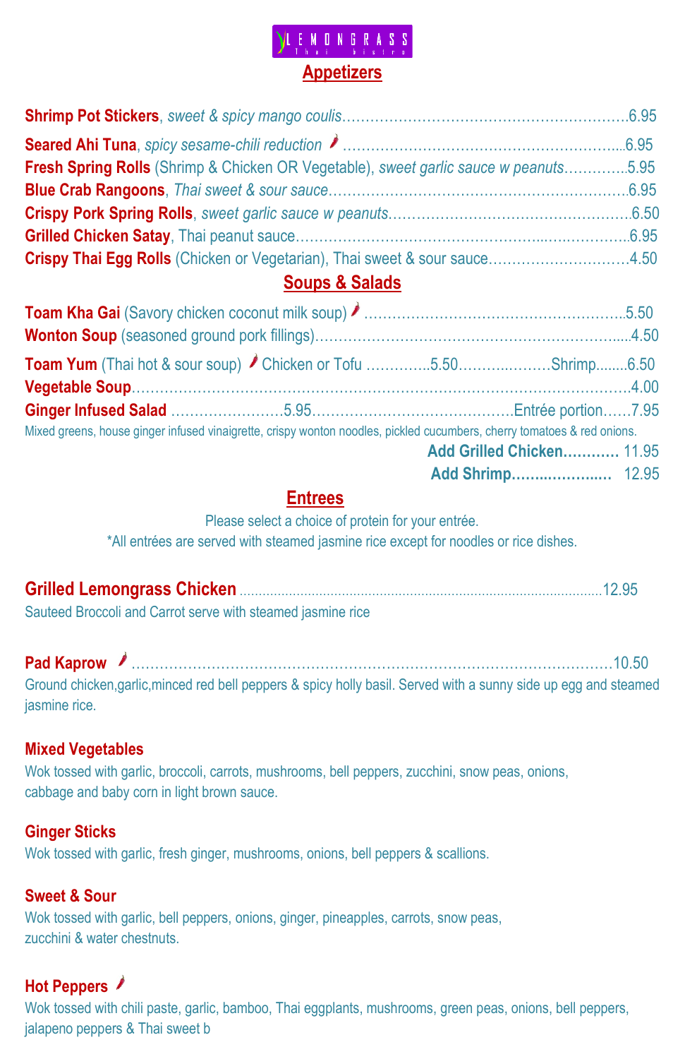# LEMONGRASS Thai bistro

## Appetizers

**Shrimp Pot Stickers**, *sweet & spicy mango coulis*……………………………………………………6.95

**Seared Ahi Tuna**, *spicy sesame-chili reduction* 🌶 ………………………………………………...6.95

**Fresh Spring Rolls** (Shrimp & Chicken OR Vegetable), *sweet garlic sauce w peanuts*………….5.95

**Blue Crab Rangoons**, *Thai sweet & sour sauce*……………………………………………………6.95

**Crispy Pork Spring Rolls**, *sweet garlic sauce w peanuts*…………………………………………6.50

**Grilled Chicken Satay**, Thai peanut sauce……………………………………………………………6.95

**Crispy Thai Egg Rolls** (Chicken or Vegetarian), Thai sweet & sour sauce…………………………4.50

## Soups & Salads

**Toam Kha Gai** (Savory chicken coconut milk soup) 🌶 ……………………………………………..5.50

**Wonton Soup** (seasoned ground pork fillings)……………………………………………………......4.50

**Toam Yum** (Thai hot & sour soup) 🌶 Chicken or Tofu …………..5.50………..………Shrimp........6.50

**Vegetable Soup**…………………………………………………………………………………………4.00

**Ginger Infused Salad** ……………………5.95……………………………………Entrée portion……7.95

Mixed greens, house ginger infused vinaigrette, crispy wonton noodles, pickled cucumbers, cherry tomatoes & red onions.

**Add Grilled Chicken…………** 11.95

**Add Shrimp…….………..…** 12.95

## Entrees

Please select a choice of protein for your entrée.

*All entrées are served with steamed jasmine rice except for noodles or rice dishes.

**Grilled Lemongrass Chicken** ……………………………………………………………12.95

Sauteed Broccoli and Carrot serve with steamed jasmine rice

**Pad Kaprow** 🌶 ……………………………………………………………………………………10.50

Ground chicken,garlic,minced red bell peppers & spicy holly basil. Served with a sunny side up egg and steamed jasmine rice.

**Mixed Vegetables**

Wok tossed with garlic, broccoli, carrots, mushrooms, bell peppers, zucchini, snow peas, onions, cabbage and baby corn in light brown sauce.

**Ginger Sticks**

Wok tossed with garlic, fresh ginger, mushrooms, onions, bell peppers & scallions.

**Sweet & Sour**

Wok tossed with garlic, bell peppers, onions, ginger, pineapples, carrots, snow peas, zucchini & water chestnuts.

**Hot Peppers** 🌶

Wok tossed with chili paste, garlic, bamboo, Thai eggplants, mushrooms, green peas, onions, bell peppers, jalapeno peppers & Thai sweet b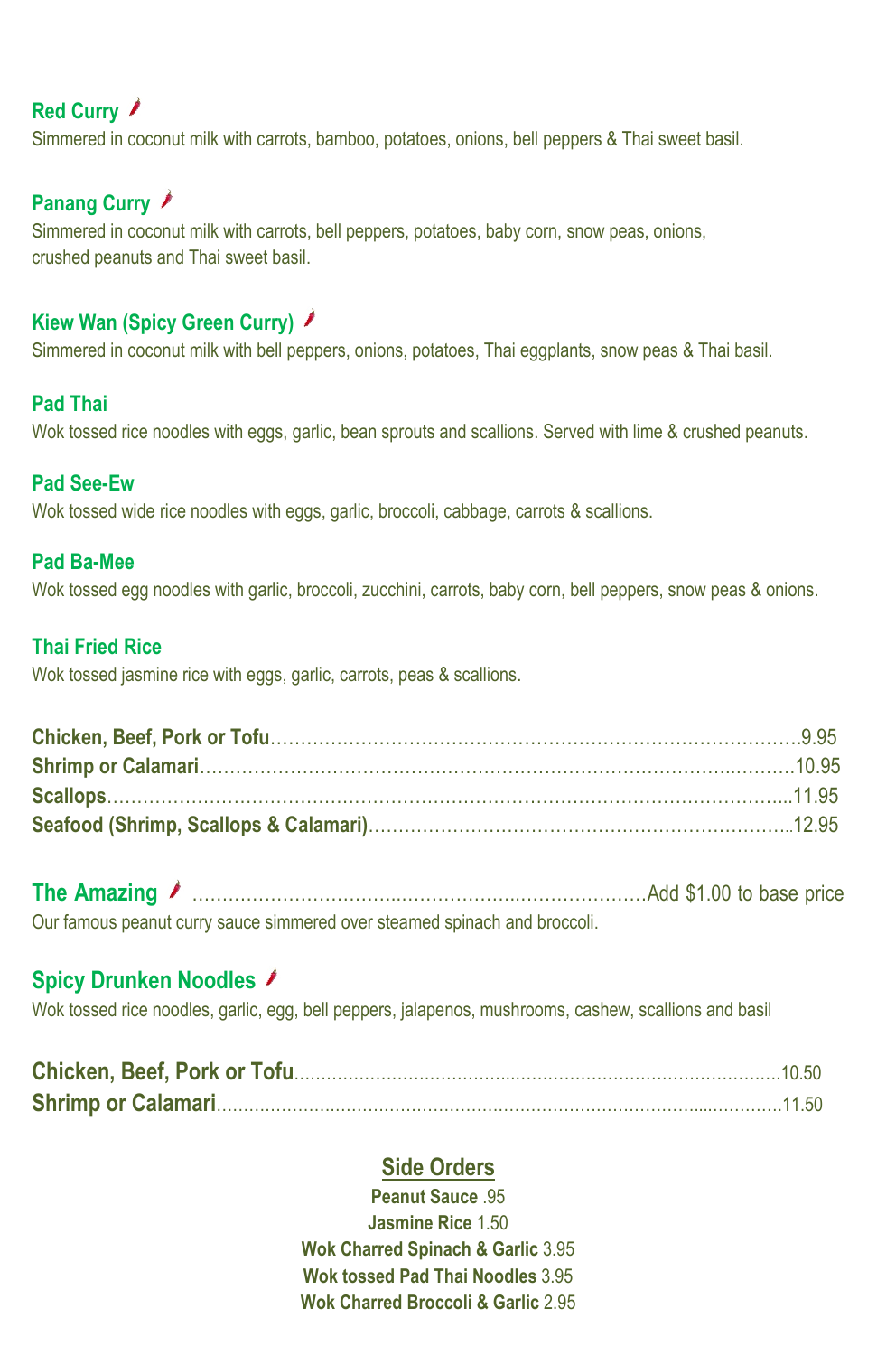### Red Curry 🌶
Simmered in coconut milk with carrots, bamboo, potatoes, onions, bell peppers & Thai sweet basil.

### Panang Curry 🌶
Simmered in coconut milk with carrots, bell peppers, potatoes, baby corn, snow peas, onions, crushed peanuts and Thai sweet basil.

### Kiew Wan (Spicy Green Curry) 🌶
Simmered in coconut milk with bell peppers, onions, potatoes, Thai eggplants, snow peas & Thai basil.

### Pad Thai
Wok tossed rice noodles with eggs, garlic, bean sprouts and scallions. Served with lime & crushed peanuts.

### Pad See-Ew
Wok tossed wide rice noodles with eggs, garlic, broccoli, cabbage, carrots & scallions.

### Pad Ba-Mee
Wok tossed egg noodles with garlic, broccoli, zucchini, carrots, baby corn, bell peppers, snow peas & onions.

### Thai Fried Rice
Wok tossed jasmine rice with eggs, garlic, carrots, peas & scallions.

**Chicken, Beef, Pork or Tofu**……………………………………………………………………………9.95
**Shrimp or Calamari**…………………………………………………………………………………10.95
**Scallops**……………………………………………………………………………………………...11.95
**Seafood (Shrimp, Scallops & Calamari)**…………………………………………………………..12.95

### The Amazing 🌶 ……………………………………………………………Add $1.00 to base price
Our famous peanut curry sauce simmered over steamed spinach and broccoli.

### Spicy Drunken Noodles 🌶
Wok tossed rice noodles, garlic, egg, bell peppers, jalapenos, mushrooms, cashew, scallions and basil

**Chicken, Beef, Pork or Tofu**…………………………………………………………………………10.50
**Shrimp or Calamari**………………………………………………………………………………….11.50

## Side Orders

**Peanut Sauce** .95
**Jasmine Rice** 1.50
**Wok Charred Spinach & Garlic** 3.95
**Wok tossed Pad Thai Noodles** 3.95
**Wok Charred Broccoli & Garlic** 2.95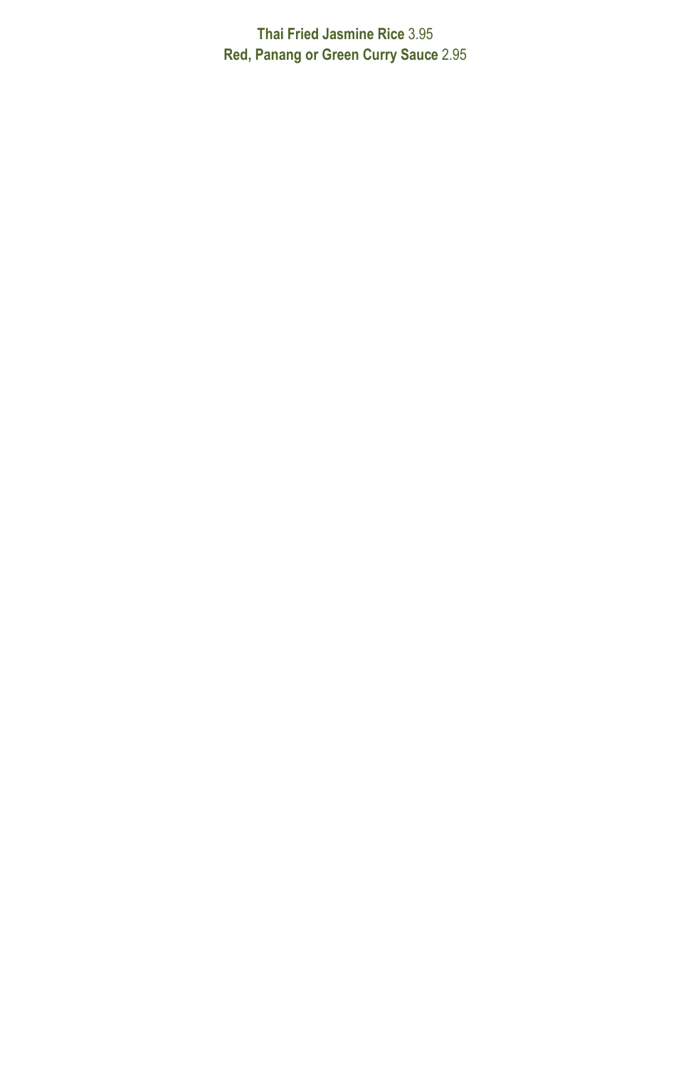**Thai Fried Jasmine Rice** 3.95

**Red, Panang or Green Curry Sauce** 2.95